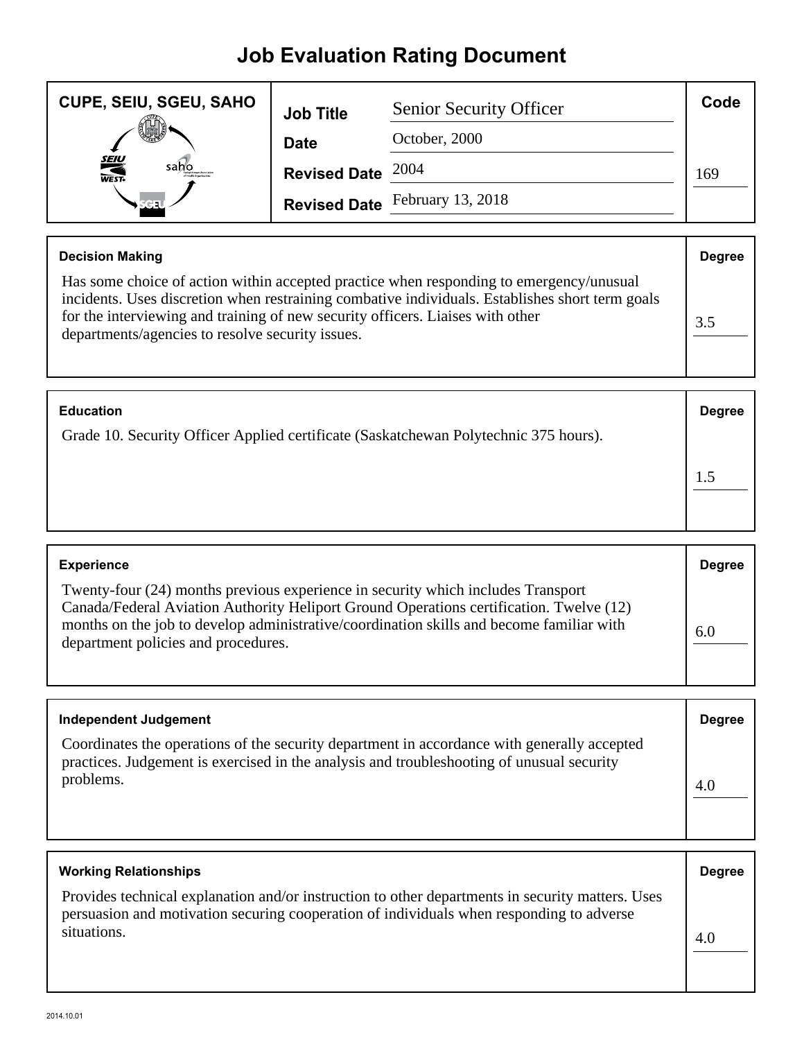# Job Evaluation Rating Document

**CUPE, SEIU, SGEU, SAHO**

| | | |
|---|---|---|
| **Job Title** | Senior Security Officer | **Code** |
| **Date** | October, 2000 | |
| **Revised Date** | 2004 | 169 |
| **Revised Date** | February 13, 2018 | |

| **Decision Making** | **Degree** |
|---|---|
| Has some choice of action within accepted practice when responding to emergency/unusual incidents. Uses discretion when restraining combative individuals. Establishes short term goals for the interviewing and training of new security officers. Liaises with other departments/agencies to resolve security issues. | 3.5 |

| **Education** | **Degree** |
|---|---|
| Grade 10. Security Officer Applied certificate (Saskatchewan Polytechnic 375 hours). | 1.5 |

| **Experience** | **Degree** |
|---|---|
| Twenty-four (24) months previous experience in security which includes Transport Canada/Federal Aviation Authority Heliport Ground Operations certification. Twelve (12) months on the job to develop administrative/coordination skills and become familiar with department policies and procedures. | 6.0 |

| **Independent Judgement** | **Degree** |
|---|---|
| Coordinates the operations of the security department in accordance with generally accepted practices. Judgement is exercised in the analysis and troubleshooting of unusual security problems. | 4.0 |

| **Working Relationships** | **Degree** |
|---|---|
| Provides technical explanation and/or instruction to other departments in security matters. Uses persuasion and motivation securing cooperation of individuals when responding to adverse situations. | 4.0 |

2014.10.01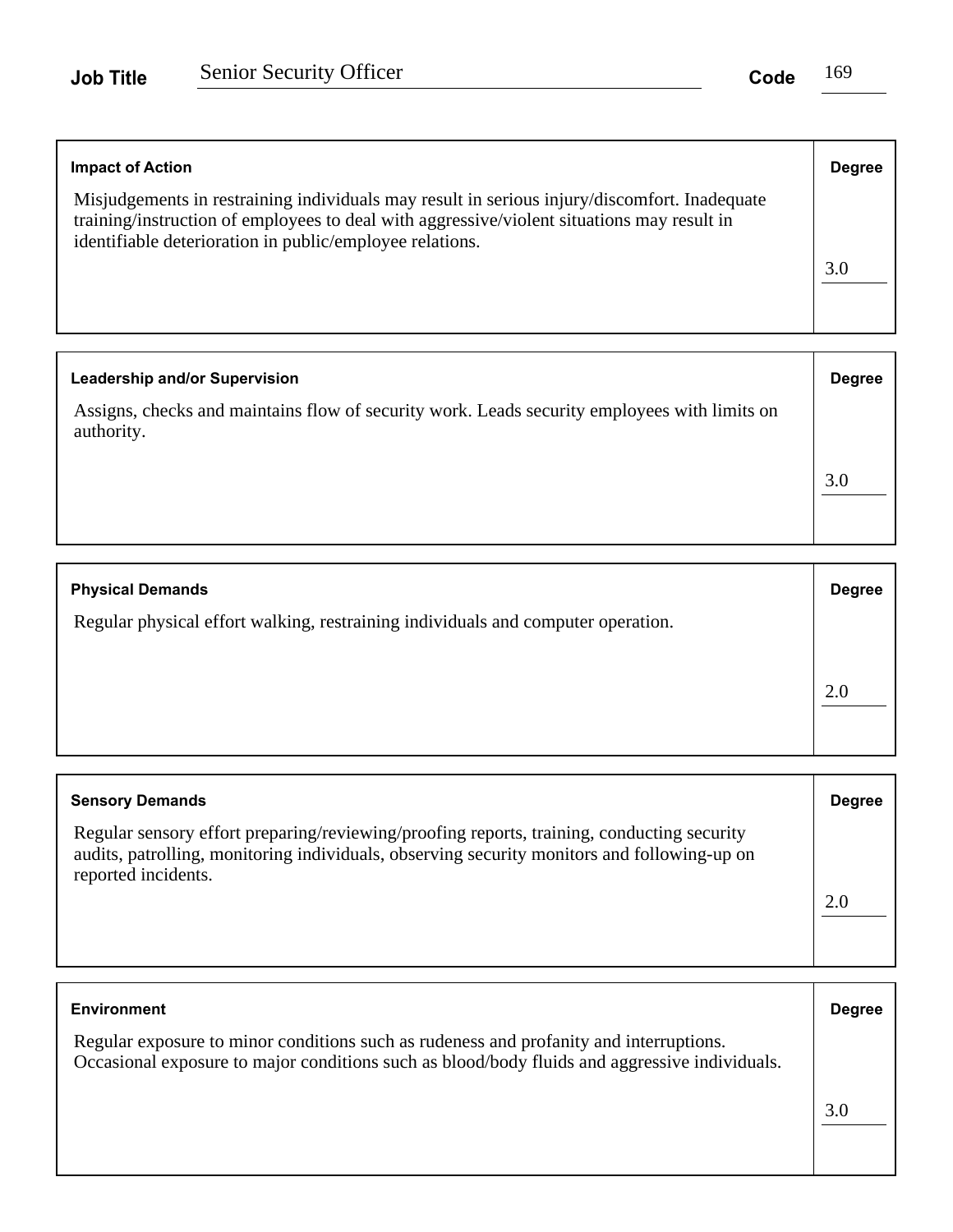**Job Title** Senior Security Officer **Code** 169

| **Impact of Action** | **Degree** |
| --- | --- |
| Misjudgements in restraining individuals may result in serious injury/discomfort. Inadequate training/instruction of employees to deal with aggressive/violent situations may result in identifiable deterioration in public/employee relations. | 3.0 |

| **Leadership and/or Supervision** | **Degree** |
| --- | --- |
| Assigns, checks and maintains flow of security work. Leads security employees with limits on authority. | 3.0 |

| **Physical Demands** | **Degree** |
| --- | --- |
| Regular physical effort walking, restraining individuals and computer operation. | 2.0 |

| **Sensory Demands** | **Degree** |
| --- | --- |
| Regular sensory effort preparing/reviewing/proofing reports, training, conducting security audits, patrolling, monitoring individuals, observing security monitors and following-up on reported incidents. | 2.0 |

| **Environment** | **Degree** |
| --- | --- |
| Regular exposure to minor conditions such as rudeness and profanity and interruptions. Occasional exposure to major conditions such as blood/body fluids and aggressive individuals. | 3.0 |